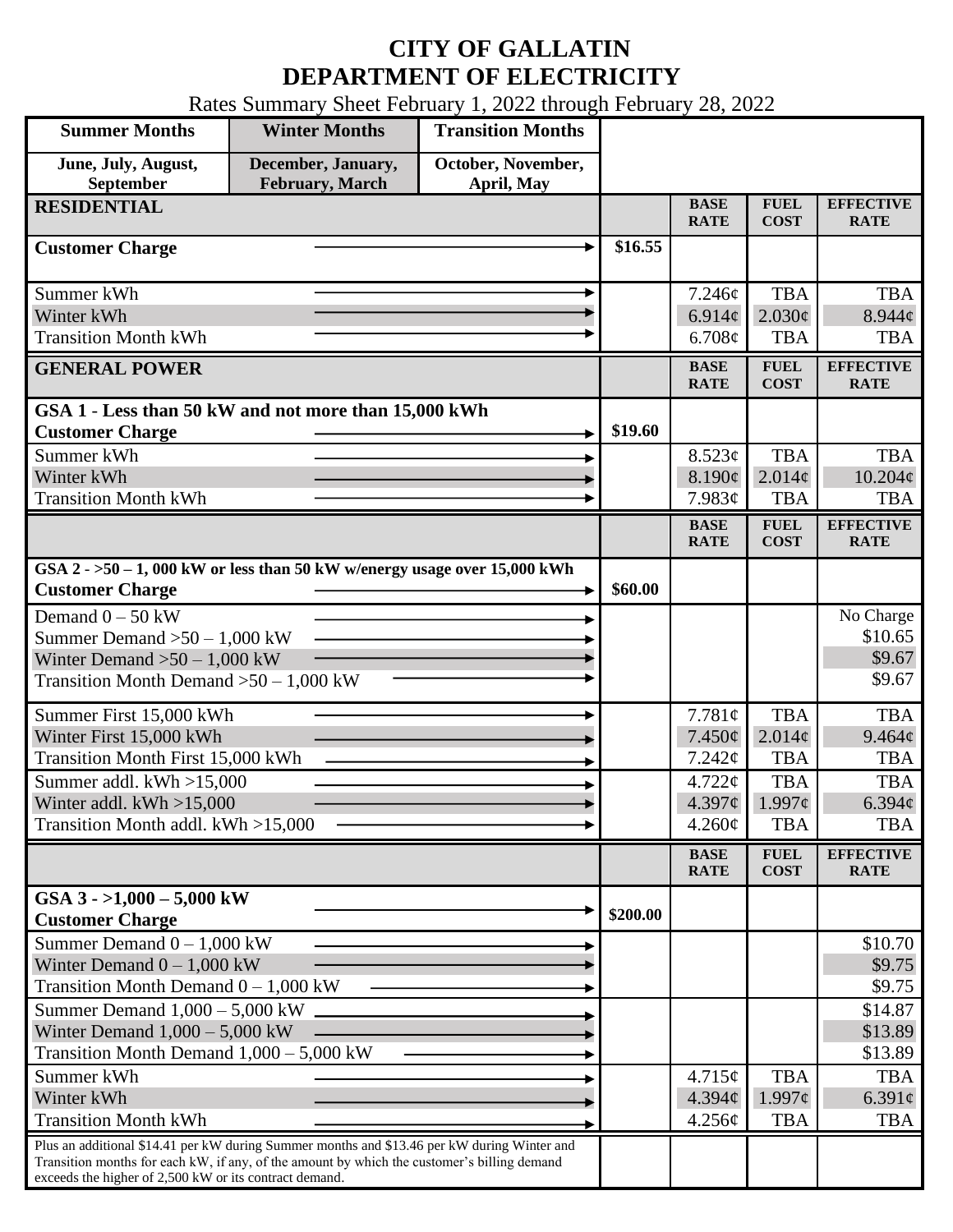# CITY OF GALLATIN
# DEPARTMENT OF ELECTRICITY

Rates Summary Sheet February 1, 2022 through February 28, 2022

| Summer Months | Winter Months | Transition Months |
|---|---|---|
| June, July, August, September | December, January, February, March | October, November, April, May |

| RESIDENTIAL | | BASE RATE | FUEL COST | EFFECTIVE RATE |
|---|---|---|---|---|
| **Customer Charge** | $16.55 | | | |
| Summer kWh | | 7.246¢ | TBA | TBA |
| Winter kWh | | 6.914¢ | 2.030¢ | 8.944¢ |
| Transition Month kWh | | 6.708¢ | TBA | TBA |

| GENERAL POWER | | BASE RATE | FUEL COST | EFFECTIVE RATE |
|---|---|---|---|---|
| **GSA 1 - Less than 50 kW and not more than 15,000 kWh** | | | | |
| **Customer Charge** | $19.60 | | | |
| Summer kWh | | 8.523¢ | TBA | TBA |
| Winter kWh | | 8.190¢ | 2.014¢ | 10.204¢ |
| Transition Month kWh | | 7.983¢ | TBA | TBA |

| | | BASE RATE | FUEL COST | EFFECTIVE RATE |
|---|---|---|---|---|
| **GSA 2 - >50 – 1, 000 kW or less than 50 kW w/energy usage over 15,000 kWh** | | | | |
| **Customer Charge** | $60.00 | | | |
| Demand 0 – 50 kW | | | | No Charge |
| Summer Demand >50 – 1,000 kW | | | | $10.65 |
| Winter Demand >50 – 1,000 kW | | | | $9.67 |
| Transition Month Demand >50 – 1,000 kW | | | | $9.67 |
| Summer First 15,000 kWh | | 7.781¢ | TBA | TBA |
| Winter First 15,000 kWh | | 7.450¢ | 2.014¢ | 9.464¢ |
| Transition Month First 15,000 kWh | | 7.242¢ | TBA | TBA |
| Summer addl. kWh >15,000 | | 4.722¢ | TBA | TBA |
| Winter addl. kWh >15,000 | | 4.397¢ | 1.997¢ | 6.394¢ |
| Transition Month addl. kWh >15,000 | | 4.260¢ | TBA | TBA |

| | | BASE RATE | FUEL COST | EFFECTIVE RATE |
|---|---|---|---|---|
| **GSA 3 - >1,000 – 5,000 kW** | | | | |
| **Customer Charge** | $200.00 | | | |
| Summer Demand 0 – 1,000 kW | | | | $10.70 |
| Winter Demand 0 – 1,000 kW | | | | $9.75 |
| Transition Month Demand 0 – 1,000 kW | | | | $9.75 |
| Summer Demand 1,000 – 5,000 kW | | | | $14.87 |
| Winter Demand 1,000 – 5,000 kW | | | | $13.89 |
| Transition Month Demand 1,000 – 5,000 kW | | | | $13.89 |
| Summer kWh | | 4.715¢ | TBA | TBA |
| Winter kWh | | 4.394¢ | 1.997¢ | 6.391¢ |
| Transition Month kWh | | 4.256¢ | TBA | TBA |
| Plus an additional $14.41 per kW during Summer months and $13.46 per kW during Winter and Transition months for each kW, if any, of the amount by which the customer's billing demand exceeds the higher of 2,500 kW or its contract demand. | | | | |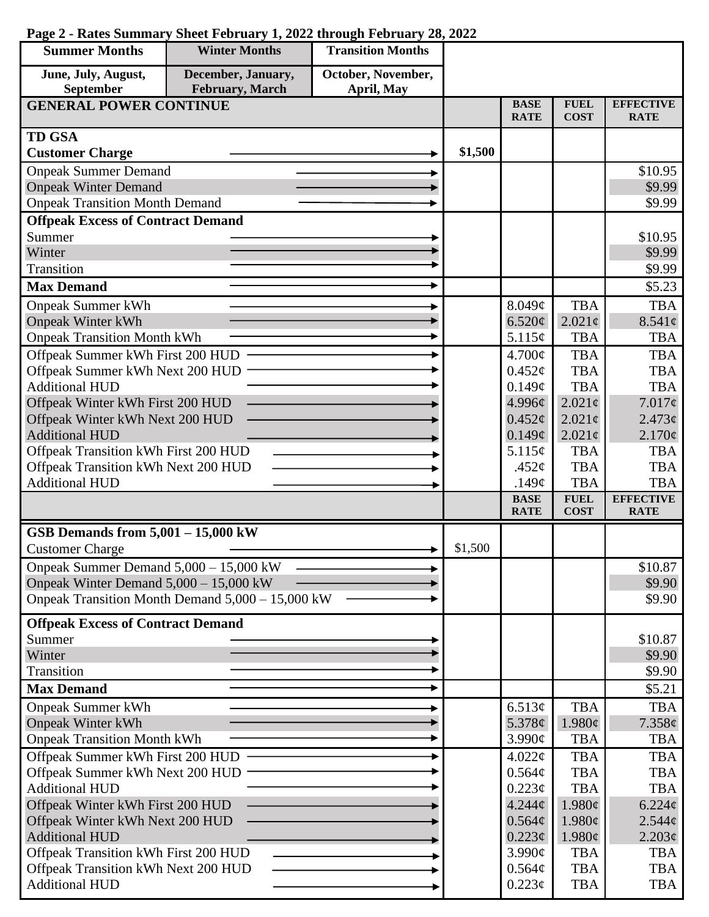**Page 2 - Rates Summary Sheet February 1, 2022 through February 28, 2022**

| Summer Months | Winter Months | Transition Months |
|---|---|---|
| June, July, August, September | December, January, February, March | October, November, April, May |

| GENERAL POWER CONTINUE | | BASE RATE | FUEL COST | EFFECTIVE RATE |
|---|---|---|---|---|
| **TD GSA** | | | | |
| **Customer Charge** | $1,500 | | | |
| Onpeak Summer Demand | | | | $10.95 |
| Onpeak Winter Demand | | | | $9.99 |
| Onpeak Transition Month Demand | | | | $9.99 |
| **Offpeak Excess of Contract Demand** | | | | |
| Summer | | | | $10.95 |
| Winter | | | | $9.99 |
| Transition | | | | $9.99 |
| **Max Demand** | | | | $5.23 |
| Onpeak Summer kWh | | 8.049¢ | TBA | TBA |
| Onpeak Winter kWh | | 6.520¢ | 2.021¢ | 8.541¢ |
| Onpeak Transition Month kWh | | 5.115¢ | TBA | TBA |
| Offpeak Summer kWh First 200 HUD | | 4.700¢ | TBA | TBA |
| Offpeak Summer kWh Next 200 HUD | | 0.452¢ | TBA | TBA |
| Additional HUD | | 0.149¢ | TBA | TBA |
| Offpeak Winter kWh First 200 HUD | | 4.996¢ | 2.021¢ | 7.017¢ |
| Offpeak Winter kWh Next 200 HUD | | 0.452¢ | 2.021¢ | 2.473¢ |
| Additional HUD | | 0.149¢ | 2.021¢ | 2.170¢ |
| Offpeak Transition kWh First 200 HUD | | 5.115¢ | TBA | TBA |
| Offpeak Transition kWh Next 200 HUD | | .452¢ | TBA | TBA |
| Additional HUD | | .149¢ | TBA | TBA |

| | | BASE RATE | FUEL COST | EFFECTIVE RATE |
|---|---|---|---|---|
| **GSB Demands from 5,001 – 15,000 kW** | | | | |
| Customer Charge | $1,500 | | | |
| Onpeak Summer Demand 5,000 – 15,000 kW | | | | $10.87 |
| Onpeak Winter Demand 5,000 – 15,000 kW | | | | $9.90 |
| Onpeak Transition Month Demand 5,000 – 15,000 kW | | | | $9.90 |
| **Offpeak Excess of Contract Demand** | | | | |
| Summer | | | | $10.87 |
| Winter | | | | $9.90 |
| Transition | | | | $9.90 |
| **Max Demand** | | | | $5.21 |
| Onpeak Summer kWh | | 6.513¢ | TBA | TBA |
| Onpeak Winter kWh | | 5.378¢ | 1.980¢ | 7.358¢ |
| Onpeak Transition Month kWh | | 3.990¢ | TBA | TBA |
| Offpeak Summer kWh First 200 HUD | | 4.022¢ | TBA | TBA |
| Offpeak Summer kWh Next 200 HUD | | 0.564¢ | TBA | TBA |
| Additional HUD | | 0.223¢ | TBA | TBA |
| Offpeak Winter kWh First 200 HUD | | 4.244¢ | 1.980¢ | 6.224¢ |
| Offpeak Winter kWh Next 200 HUD | | 0.564¢ | 1.980¢ | 2.544¢ |
| Additional HUD | | 0.223¢ | 1.980¢ | 2.203¢ |
| Offpeak Transition kWh First 200 HUD | | 3.990¢ | TBA | TBA |
| Offpeak Transition kWh Next 200 HUD | | 0.564¢ | TBA | TBA |
| Additional HUD | | 0.223¢ | TBA | TBA |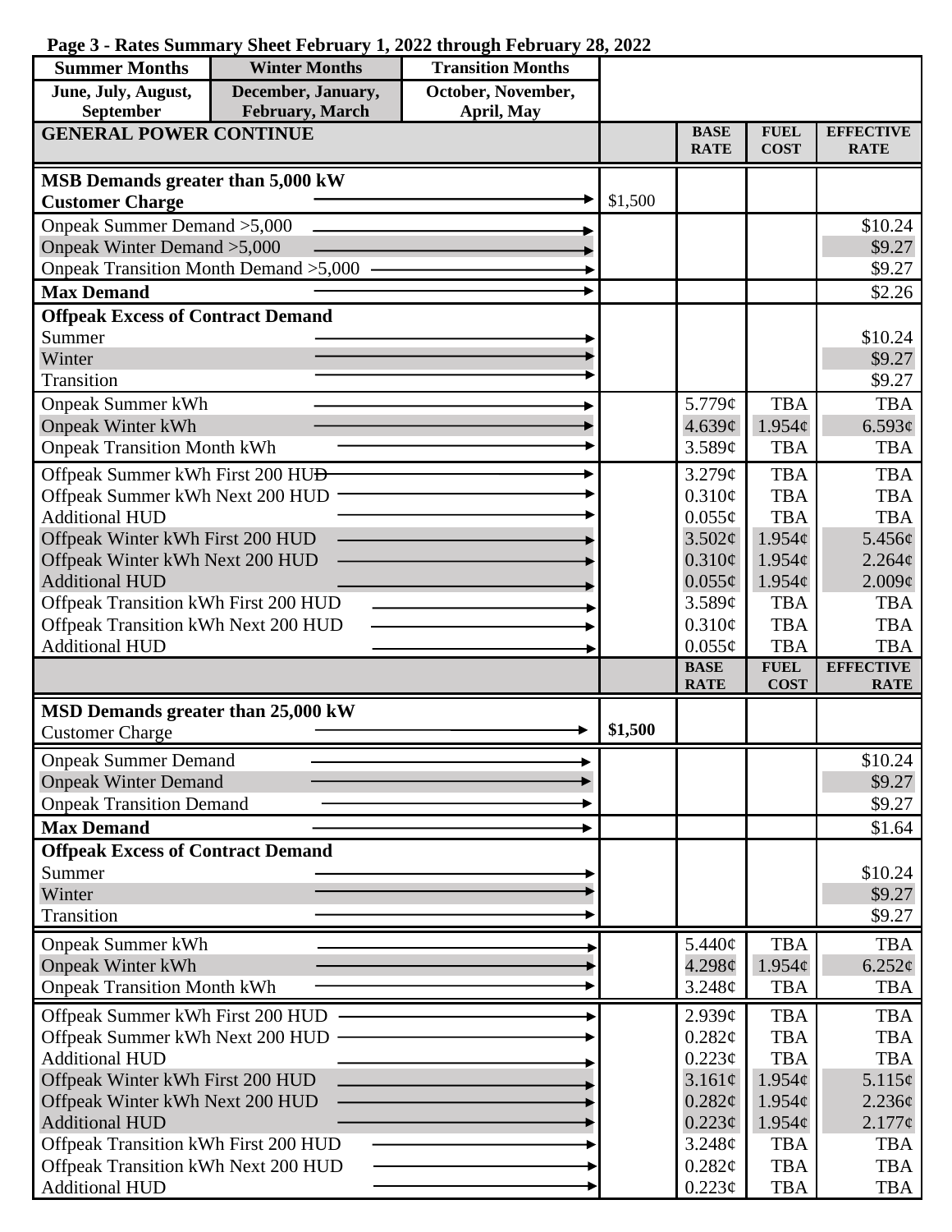**Page 3 - Rates Summary Sheet February 1, 2022 through February 28, 2022**

| Summer Months | Winter Months | Transition Months |
|---|---|---|
| June, July, August, September | December, January, February, March | October, November, April, May |

| GENERAL POWER CONTINUE | | BASE RATE | FUEL COST | EFFECTIVE RATE |
|---|---|---|---|---|
| **MSB Demands greater than 5,000 kW** | | | | |
| **Customer Charge** | $1,500 | | | |
| Onpeak Summer Demand >5,000 | | | | $10.24 |
| Onpeak Winter Demand >5,000 | | | | $9.27 |
| Onpeak Transition Month Demand >5,000 | | | | $9.27 |
| **Max Demand** | | | | $2.26 |
| **Offpeak Excess of Contract Demand** | | | | |
| Summer | | | | $10.24 |
| Winter | | | | $9.27 |
| Transition | | | | $9.27 |
| Onpeak Summer kWh | | 5.779¢ | TBA | TBA |
| Onpeak Winter kWh | | 4.639¢ | 1.954¢ | 6.593¢ |
| Onpeak Transition Month kWh | | 3.589¢ | TBA | TBA |
| Offpeak Summer kWh First 200 HUD | | 3.279¢ | TBA | TBA |
| Offpeak Summer kWh Next 200 HUD | | 0.310¢ | TBA | TBA |
| Additional HUD | | 0.055¢ | TBA | TBA |
| Offpeak Winter kWh First 200 HUD | | 3.502¢ | 1.954¢ | 5.456¢ |
| Offpeak Winter kWh Next 200 HUD | | 0.310¢ | 1.954¢ | 2.264¢ |
| Additional HUD | | 0.055¢ | 1.954¢ | 2.009¢ |
| Offpeak Transition kWh First 200 HUD | | 3.589¢ | TBA | TBA |
| Offpeak Transition kWh Next 200 HUD | | 0.310¢ | TBA | TBA |
| Additional HUD | | 0.055¢ | TBA | TBA |

| | | BASE RATE | FUEL COST | EFFECTIVE RATE |
|---|---|---|---|---|
| **MSD Demands greater than 25,000 kW** | | | | |
| Customer Charge | **$1,500** | | | |
| Onpeak Summer Demand | | | | $10.24 |
| Onpeak Winter Demand | | | | $9.27 |
| Onpeak Transition Demand | | | | $9.27 |
| **Max Demand** | | | | $1.64 |
| **Offpeak Excess of Contract Demand** | | | | |
| Summer | | | | $10.24 |
| Winter | | | | $9.27 |
| Transition | | | | $9.27 |
| Onpeak Summer kWh | | 5.440¢ | TBA | TBA |
| Onpeak Winter kWh | | 4.298¢ | 1.954¢ | 6.252¢ |
| Onpeak Transition Month kWh | | 3.248¢ | TBA | TBA |
| Offpeak Summer kWh First 200 HUD | | 2.939¢ | TBA | TBA |
| Offpeak Summer kWh Next 200 HUD | | 0.282¢ | TBA | TBA |
| Additional HUD | | 0.223¢ | TBA | TBA |
| Offpeak Winter kWh First 200 HUD | | 3.161¢ | 1.954¢ | 5.115¢ |
| Offpeak Winter kWh Next 200 HUD | | 0.282¢ | 1.954¢ | 2.236¢ |
| Additional HUD | | 0.223¢ | 1.954¢ | 2.177¢ |
| Offpeak Transition kWh First 200 HUD | | 3.248¢ | TBA | TBA |
| Offpeak Transition kWh Next 200 HUD | | 0.282¢ | TBA | TBA |
| Additional HUD | | 0.223¢ | TBA | TBA |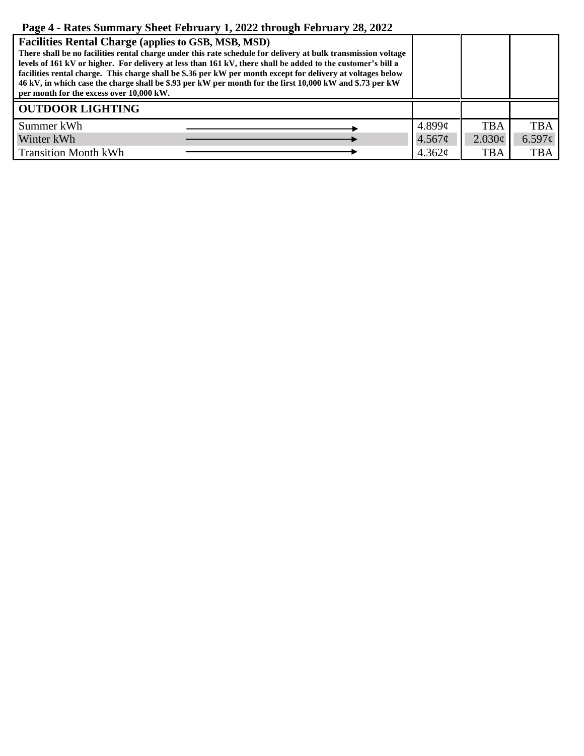## Page 4 - Rates Summary Sheet February 1, 2022 through February 28, 2022

| | | | |
|---|---|---|---|
| **Facilities Rental Charge (applies to GSB, MSB, MSD)**<br>**There shall be no facilities rental charge under this rate schedule for delivery at bulk transmission voltage levels of 161 kV or higher. For delivery at less than 161 kV, there shall be added to the customer's bill a facilities rental charge. This charge shall be $.36 per kW per month except for delivery at voltages below 46 kV, in which case the charge shall be $.93 per kW per month for the first 10,000 kW and $.73 per kW per month for the excess over 10,000 kW.** | | | |
| **OUTDOOR LIGHTING** | | | |
| Summer kWh ⟶ | 4.899¢ | TBA | TBA |
| Winter kWh ⟶ | 4.567¢ | 2.030¢ | 6.597¢ |
| Transition Month kWh ⟶ | 4.362¢ | TBA | TBA |